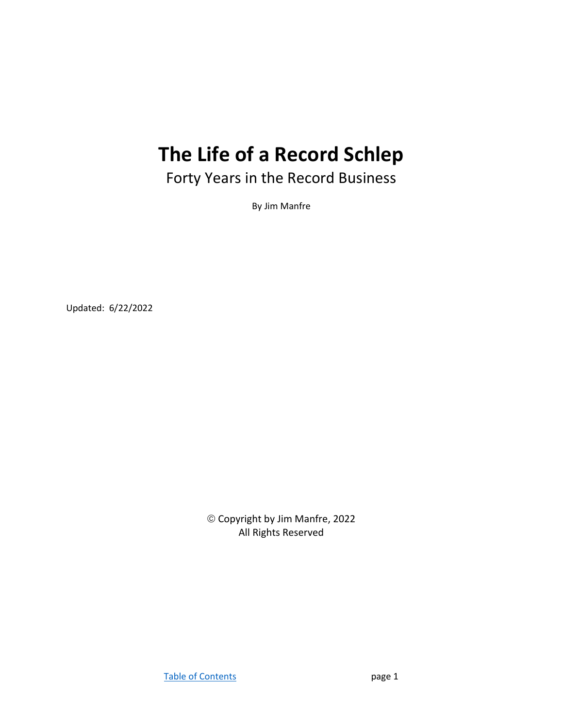# The Life of a Record Schlep

Forty Years in the Record Business

By Jim Manfre

Updated: 6/22/2022

© Copyright by Jim Manfre, 2022
All Rights Reserved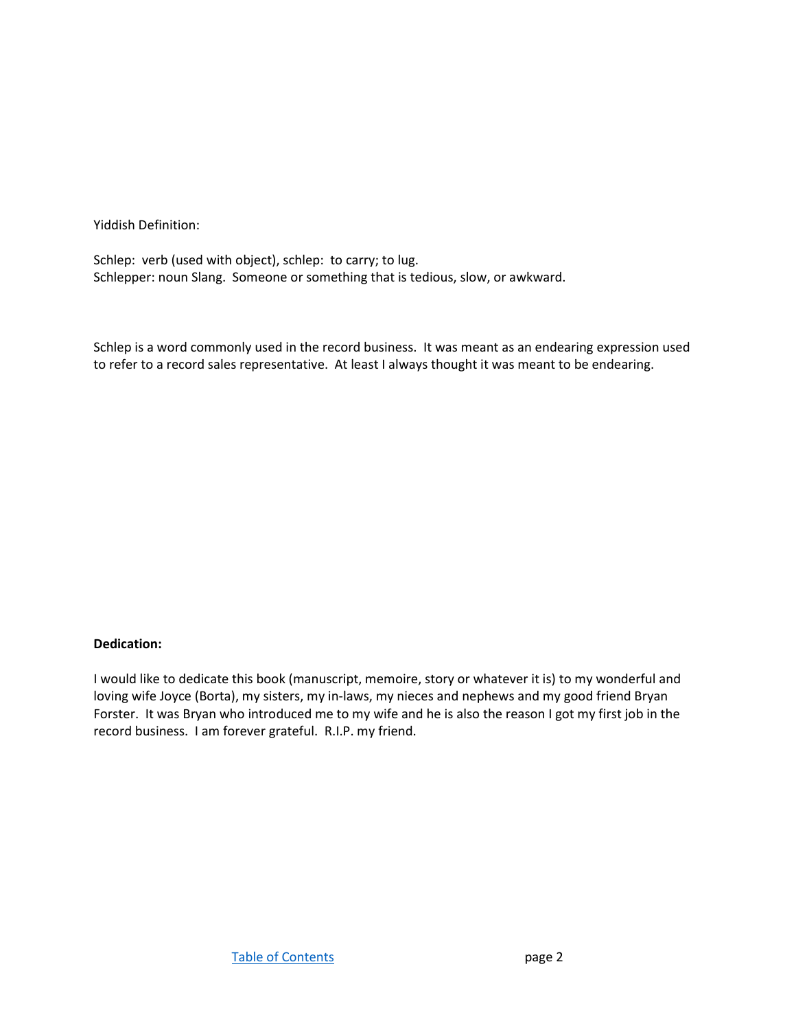Yiddish Definition:

Schlep: verb (used with object), schlep: to carry; to lug.
Schlepper: noun Slang. Someone or something that is tedious, slow, or awkward.

Schlep is a word commonly used in the record business. It was meant as an endearing expression used to refer to a record sales representative. At least I always thought it was meant to be endearing.

**Dedication:**

I would like to dedicate this book (manuscript, memoire, story or whatever it is) to my wonderful and loving wife Joyce (Borta), my sisters, my in-laws, my nieces and nephews and my good friend Bryan Forster. It was Bryan who introduced me to my wife and he is also the reason I got my first job in the record business. I am forever grateful. R.I.P. my friend.

[Table of Contents](#)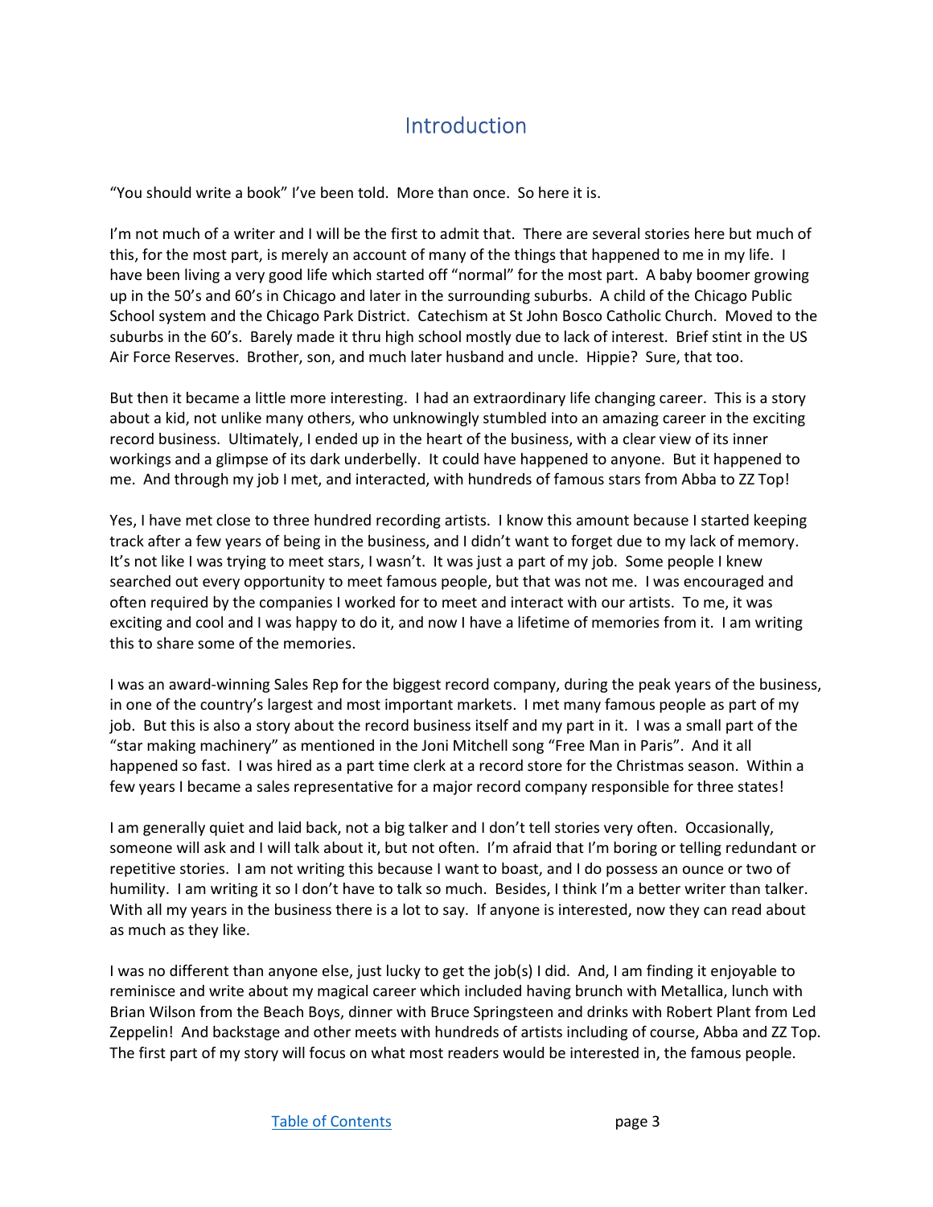# Introduction

"You should write a book" I've been told. More than once. So here it is.

I'm not much of a writer and I will be the first to admit that. There are several stories here but much of this, for the most part, is merely an account of many of the things that happened to me in my life. I have been living a very good life which started off "normal" for the most part. A baby boomer growing up in the 50's and 60's in Chicago and later in the surrounding suburbs. A child of the Chicago Public School system and the Chicago Park District. Catechism at St John Bosco Catholic Church. Moved to the suburbs in the 60's. Barely made it thru high school mostly due to lack of interest. Brief stint in the US Air Force Reserves. Brother, son, and much later husband and uncle. Hippie? Sure, that too.

But then it became a little more interesting. I had an extraordinary life changing career. This is a story about a kid, not unlike many others, who unknowingly stumbled into an amazing career in the exciting record business. Ultimately, I ended up in the heart of the business, with a clear view of its inner workings and a glimpse of its dark underbelly. It could have happened to anyone. But it happened to me. And through my job I met, and interacted, with hundreds of famous stars from Abba to ZZ Top!

Yes, I have met close to three hundred recording artists. I know this amount because I started keeping track after a few years of being in the business, and I didn't want to forget due to my lack of memory. It's not like I was trying to meet stars, I wasn't. It was just a part of my job. Some people I knew searched out every opportunity to meet famous people, but that was not me. I was encouraged and often required by the companies I worked for to meet and interact with our artists. To me, it was exciting and cool and I was happy to do it, and now I have a lifetime of memories from it. I am writing this to share some of the memories.

I was an award-winning Sales Rep for the biggest record company, during the peak years of the business, in one of the country's largest and most important markets. I met many famous people as part of my job. But this is also a story about the record business itself and my part in it. I was a small part of the "star making machinery" as mentioned in the Joni Mitchell song "Free Man in Paris". And it all happened so fast. I was hired as a part time clerk at a record store for the Christmas season. Within a few years I became a sales representative for a major record company responsible for three states!

I am generally quiet and laid back, not a big talker and I don't tell stories very often. Occasionally, someone will ask and I will talk about it, but not often. I'm afraid that I'm boring or telling redundant or repetitive stories. I am not writing this because I want to boast, and I do possess an ounce or two of humility. I am writing it so I don't have to talk so much. Besides, I think I'm a better writer than talker. With all my years in the business there is a lot to say. If anyone is interested, now they can read about as much as they like.

I was no different than anyone else, just lucky to get the job(s) I did. And, I am finding it enjoyable to reminisce and write about my magical career which included having brunch with Metallica, lunch with Brian Wilson from the Beach Boys, dinner with Bruce Springsteen and drinks with Robert Plant from Led Zeppelin! And backstage and other meets with hundreds of artists including of course, Abba and ZZ Top. The first part of my story will focus on what most readers would be interested in, the famous people.

Table of Contents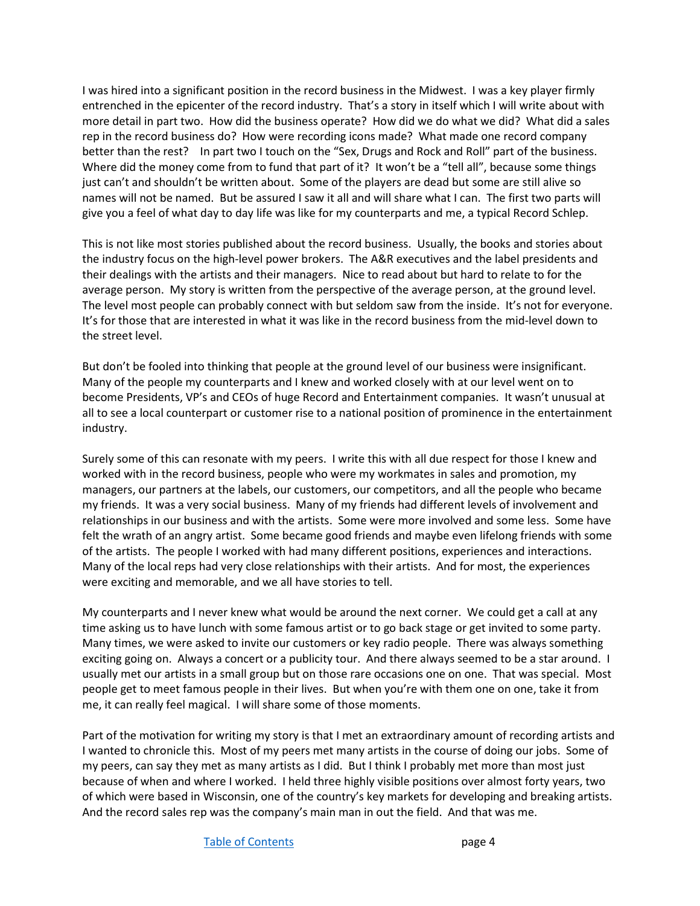I was hired into a significant position in the record business in the Midwest. I was a key player firmly entrenched in the epicenter of the record industry. That's a story in itself which I will write about with more detail in part two. How did the business operate? How did we do what we did? What did a sales rep in the record business do? How were recording icons made? What made one record company better than the rest? In part two I touch on the "Sex, Drugs and Rock and Roll" part of the business. Where did the money come from to fund that part of it? It won't be a "tell all", because some things just can't and shouldn't be written about. Some of the players are dead but some are still alive so names will not be named. But be assured I saw it all and will share what I can. The first two parts will give you a feel of what day to day life was like for my counterparts and me, a typical Record Schlep.

This is not like most stories published about the record business. Usually, the books and stories about the industry focus on the high-level power brokers. The A&R executives and the label presidents and their dealings with the artists and their managers. Nice to read about but hard to relate to for the average person. My story is written from the perspective of the average person, at the ground level. The level most people can probably connect with but seldom saw from the inside. It's not for everyone. It's for those that are interested in what it was like in the record business from the mid-level down to the street level.

But don't be fooled into thinking that people at the ground level of our business were insignificant. Many of the people my counterparts and I knew and worked closely with at our level went on to become Presidents, VP's and CEOs of huge Record and Entertainment companies. It wasn't unusual at all to see a local counterpart or customer rise to a national position of prominence in the entertainment industry.

Surely some of this can resonate with my peers. I write this with all due respect for those I knew and worked with in the record business, people who were my workmates in sales and promotion, my managers, our partners at the labels, our customers, our competitors, and all the people who became my friends. It was a very social business. Many of my friends had different levels of involvement and relationships in our business and with the artists. Some were more involved and some less. Some have felt the wrath of an angry artist. Some became good friends and maybe even lifelong friends with some of the artists. The people I worked with had many different positions, experiences and interactions. Many of the local reps had very close relationships with their artists. And for most, the experiences were exciting and memorable, and we all have stories to tell.

My counterparts and I never knew what would be around the next corner. We could get a call at any time asking us to have lunch with some famous artist or to go back stage or get invited to some party. Many times, we were asked to invite our customers or key radio people. There was always something exciting going on. Always a concert or a publicity tour. And there always seemed to be a star around. I usually met our artists in a small group but on those rare occasions one on one. That was special. Most people get to meet famous people in their lives. But when you're with them one on one, take it from me, it can really feel magical. I will share some of those moments.

Part of the motivation for writing my story is that I met an extraordinary amount of recording artists and I wanted to chronicle this. Most of my peers met many artists in the course of doing our jobs. Some of my peers, can say they met as many artists as I did. But I think I probably met more than most just because of when and where I worked. I held three highly visible positions over almost forty years, two of which were based in Wisconsin, one of the country's key markets for developing and breaking artists. And the record sales rep was the company's main man in out the field. And that was me.

Table of Contents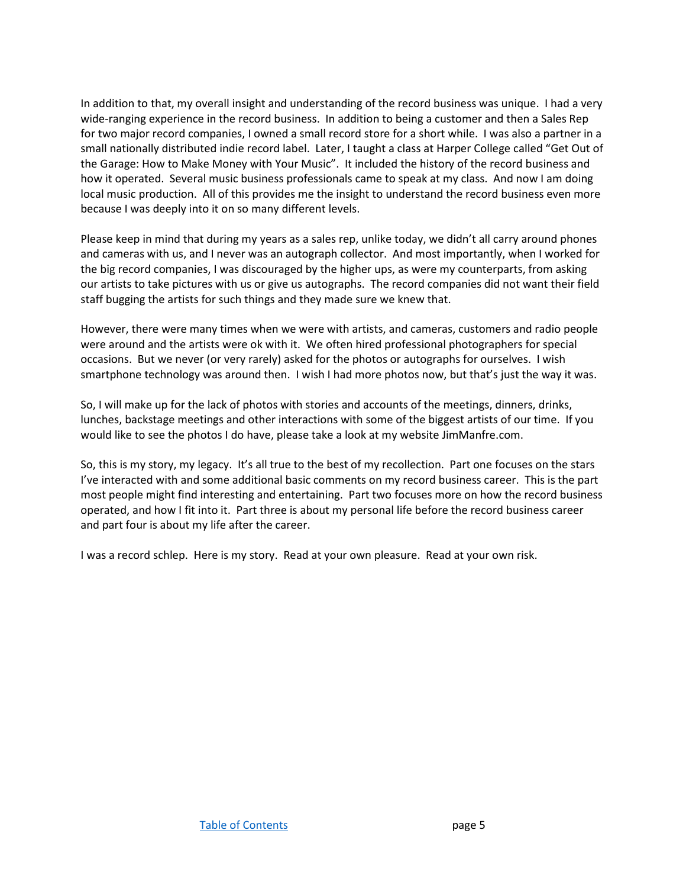In addition to that, my overall insight and understanding of the record business was unique. I had a very wide-ranging experience in the record business. In addition to being a customer and then a Sales Rep for two major record companies, I owned a small record store for a short while. I was also a partner in a small nationally distributed indie record label. Later, I taught a class at Harper College called "Get Out of the Garage: How to Make Money with Your Music". It included the history of the record business and how it operated. Several music business professionals came to speak at my class. And now I am doing local music production. All of this provides me the insight to understand the record business even more because I was deeply into it on so many different levels.

Please keep in mind that during my years as a sales rep, unlike today, we didn't all carry around phones and cameras with us, and I never was an autograph collector. And most importantly, when I worked for the big record companies, I was discouraged by the higher ups, as were my counterparts, from asking our artists to take pictures with us or give us autographs. The record companies did not want their field staff bugging the artists for such things and they made sure we knew that.

However, there were many times when we were with artists, and cameras, customers and radio people were around and the artists were ok with it. We often hired professional photographers for special occasions. But we never (or very rarely) asked for the photos or autographs for ourselves. I wish smartphone technology was around then. I wish I had more photos now, but that's just the way it was.

So, I will make up for the lack of photos with stories and accounts of the meetings, dinners, drinks, lunches, backstage meetings and other interactions with some of the biggest artists of our time. If you would like to see the photos I do have, please take a look at my website JimManfre.com.

So, this is my story, my legacy. It's all true to the best of my recollection. Part one focuses on the stars I've interacted with and some additional basic comments on my record business career. This is the part most people might find interesting and entertaining. Part two focuses more on how the record business operated, and how I fit into it. Part three is about my personal life before the record business career and part four is about my life after the career.

I was a record schlep. Here is my story. Read at your own pleasure. Read at your own risk.

[Table of Contents](#)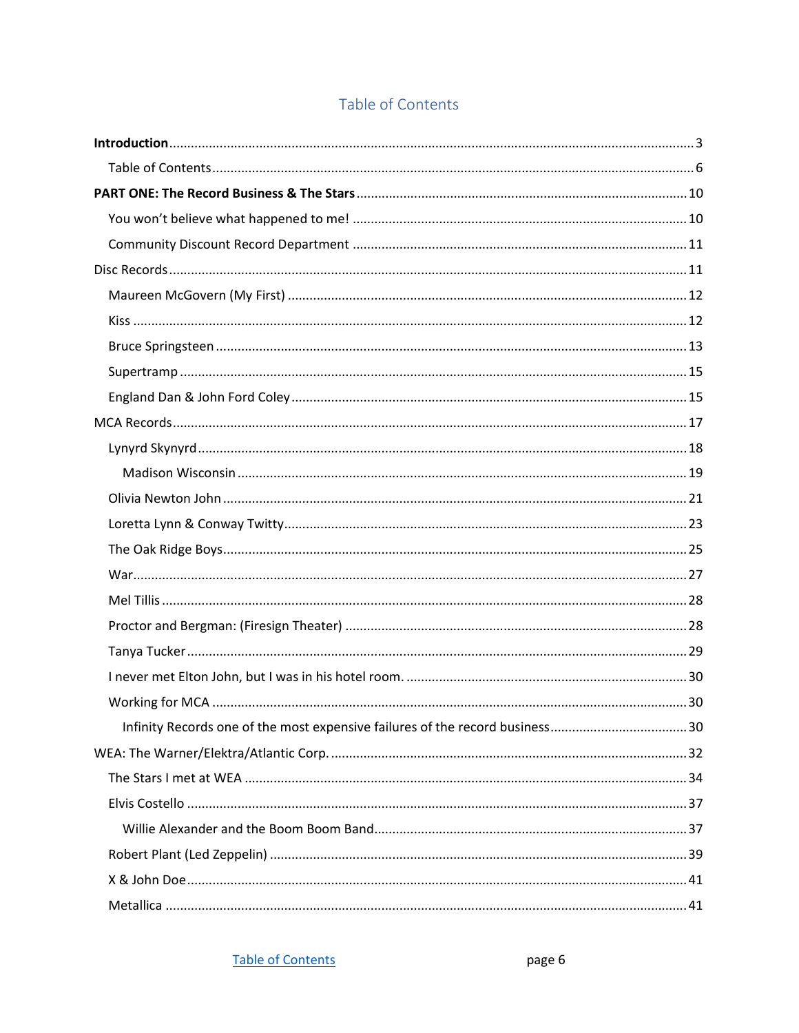# Table of Contents

**Introduction** ........ 3

- Table of Contents ........ 6

**PART ONE: The Record Business & The Stars** ........ 10

- You won't believe what happened to me! ........ 10
- Community Discount Record Department ........ 11

Disc Records ........ 11

- Maureen McGovern (My First) ........ 12
- Kiss ........ 12
- Bruce Springsteen ........ 13
- Supertramp ........ 15
- England Dan & John Ford Coley ........ 15

MCA Records ........ 17

- Lynyrd Skynyrd ........ 18
  - Madison Wisconsin ........ 19
- Olivia Newton John ........ 21
- Loretta Lynn & Conway Twitty ........ 23
- The Oak Ridge Boys ........ 25
- War ........ 27
- Mel Tillis ........ 28
- Proctor and Bergman: (Firesign Theater) ........ 28
- Tanya Tucker ........ 29
- I never met Elton John, but I was in his hotel room. ........ 30
- Working for MCA ........ 30
  - Infinity Records one of the most expensive failures of the record business ........ 30

WEA: The Warner/Elektra/Atlantic Corp. ........ 32

- The Stars I met at WEA ........ 34
- Elvis Costello ........ 37
  - Willie Alexander and the Boom Boom Band ........ 37
- Robert Plant (Led Zeppelin) ........ 39
- X & John Doe ........ 41
- Metallica ........ 41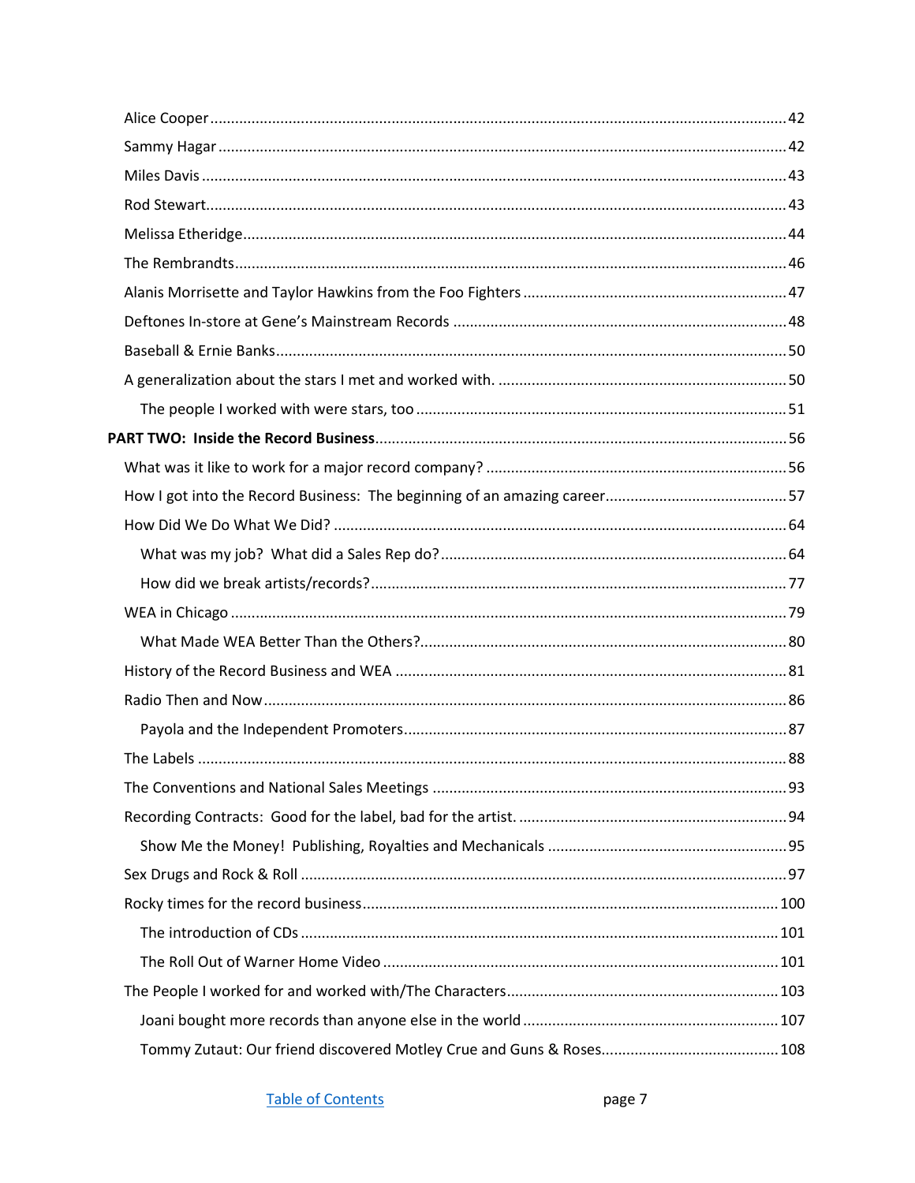- Alice Cooper ........ 42
- Sammy Hagar ........ 42
- Miles Davis ........ 43
- Rod Stewart ........ 43
- Melissa Etheridge ........ 44
- The Rembrandts ........ 46
- Alanis Morrisette and Taylor Hawkins from the Foo Fighters ........ 47
- Deftones In-store at Gene's Mainstream Records ........ 48
- Baseball & Ernie Banks ........ 50
- A generalization about the stars I met and worked with. ........ 50
  - The people I worked with were stars, too ........ 51

**PART TWO: Inside the Record Business** ........ 56

- What was it like to work for a major record company? ........ 56
- How I got into the Record Business: The beginning of an amazing career ........ 57
- How Did We Do What We Did? ........ 64
  - What was my job? What did a Sales Rep do? ........ 64
  - How did we break artists/records? ........ 77
- WEA in Chicago ........ 79
  - What Made WEA Better Than the Others? ........ 80
- History of the Record Business and WEA ........ 81
- Radio Then and Now ........ 86
  - Payola and the Independent Promoters ........ 87
- The Labels ........ 88
- The Conventions and National Sales Meetings ........ 93
- Recording Contracts: Good for the label, bad for the artist. ........ 94
  - Show Me the Money! Publishing, Royalties and Mechanicals ........ 95
- Sex Drugs and Rock & Roll ........ 97
- Rocky times for the record business ........ 100
  - The introduction of CDs ........ 101
  - The Roll Out of Warner Home Video ........ 101
- The People I worked for and worked with/The Characters ........ 103
  - Joani bought more records than anyone else in the world ........ 107
  - Tommy Zutaut: Our friend discovered Motley Crue and Guns & Roses ........ 108

Table of Contents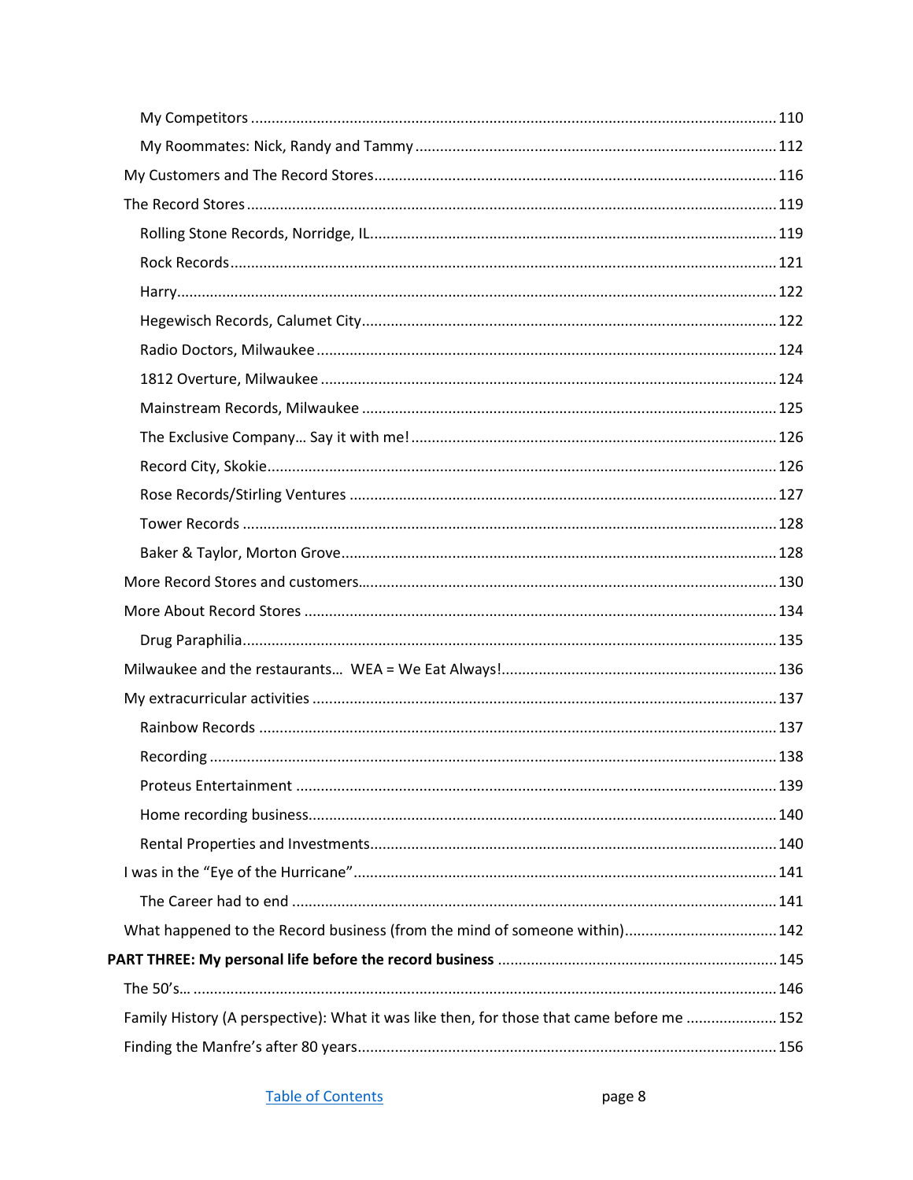- My Competitors ... 110
- My Roommates: Nick, Randy and Tammy ... 112

My Customers and The Record Stores ... 116

The Record Stores ... 119

- Rolling Stone Records, Norridge, IL ... 119
- Rock Records ... 121
- Harry ... 122
- Hegewisch Records, Calumet City ... 122
- Radio Doctors, Milwaukee ... 124
- 1812 Overture, Milwaukee ... 124
- Mainstream Records, Milwaukee ... 125
- The Exclusive Company… Say it with me! ... 126
- Record City, Skokie ... 126
- Rose Records/Stirling Ventures ... 127
- Tower Records ... 128
- Baker & Taylor, Morton Grove ... 128

More Record Stores and customers ... 130

More About Record Stores ... 134

- Drug Paraphilia ... 135

Milwaukee and the restaurants… WEA = We Eat Always! ... 136

My extracurricular activities ... 137

- Rainbow Records ... 137
- Recording ... 138
- Proteus Entertainment ... 139
- Home recording business ... 140
- Rental Properties and Investments ... 140

I was in the "Eye of the Hurricane" ... 141

- The Career had to end ... 141

What happened to the Record business (from the mind of someone within) ... 142

**PART THREE: My personal life before the record business ... 145**

The 50's… ... 146

Family History (A perspective): What it was like then, for those that came before me ... 152

Finding the Manfre's after 80 years ... 156

Table of Contents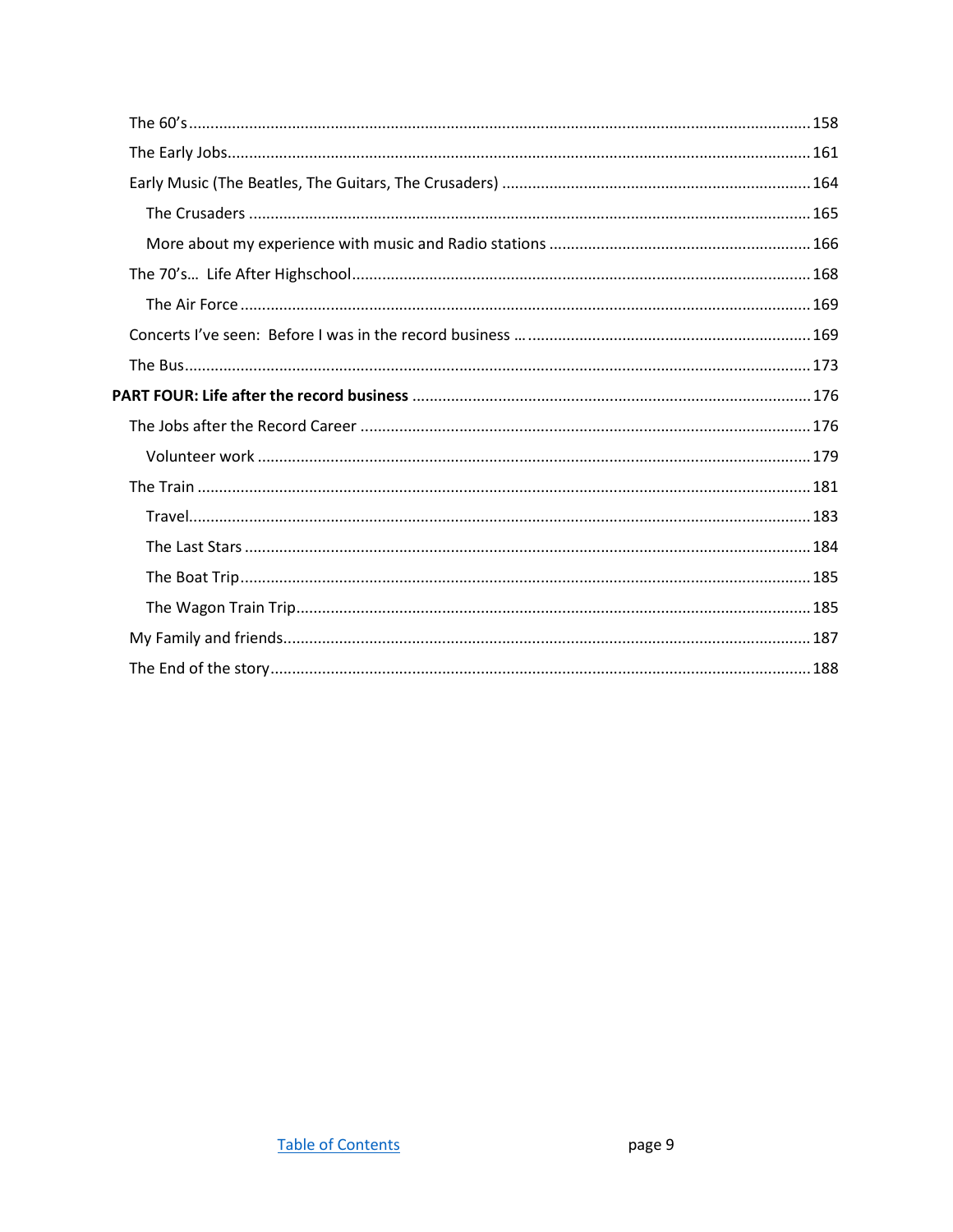- The 60's ..... 158
- The Early Jobs ..... 161
- Early Music (The Beatles, The Guitars, The Crusaders) ..... 164
  - The Crusaders ..... 165
  - More about my experience with music and Radio stations ..... 166
- The 70's… Life After Highschool ..... 168
  - The Air Force ..... 169
- Concerts I've seen: Before I was in the record business … ..... 169
- The Bus ..... 173

**PART FOUR: Life after the record business** ..... 176

- The Jobs after the Record Career ..... 176
  - Volunteer work ..... 179
- The Train ..... 181
  - Travel ..... 183
  - The Last Stars ..... 184
  - The Boat Trip ..... 185
  - The Wagon Train Trip ..... 185
- My Family and friends ..... 187
- The End of the story ..... 188